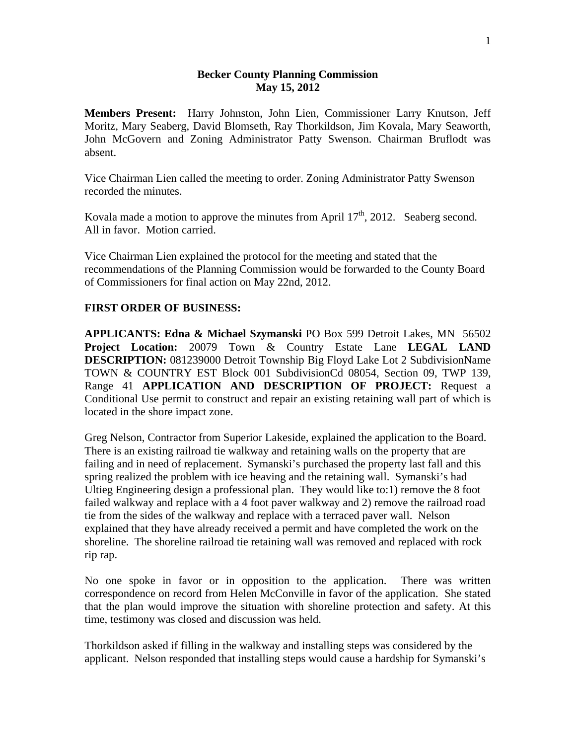**Becker County Planning Commission**
**May 15, 2012**

**Members Present:** Harry Johnston, John Lien, Commissioner Larry Knutson, Jeff Moritz, Mary Seaberg, David Blomseth, Ray Thorkildson, Jim Kovala, Mary Seaworth, John McGovern and Zoning Administrator Patty Swenson. Chairman Bruflodt was absent.

Vice Chairman Lien called the meeting to order. Zoning Administrator Patty Swenson recorded the minutes.

Kovala made a motion to approve the minutes from April 17th, 2012. Seaberg second. All in favor. Motion carried.

Vice Chairman Lien explained the protocol for the meeting and stated that the recommendations of the Planning Commission would be forwarded to the County Board of Commissioners for final action on May 22nd, 2012.

**FIRST ORDER OF BUSINESS:**

**APPLICANTS: Edna & Michael Szymanski** PO Box 599 Detroit Lakes, MN 56502 **Project Location:** 20079 Town & Country Estate Lane **LEGAL LAND DESCRIPTION:** 081239000 Detroit Township Big Floyd Lake Lot 2 SubdivisionName TOWN & COUNTRY EST Block 001 SubdivisionCd 08054, Section 09, TWP 139, Range 41 **APPLICATION AND DESCRIPTION OF PROJECT:** Request a Conditional Use permit to construct and repair an existing retaining wall part of which is located in the shore impact zone.

Greg Nelson, Contractor from Superior Lakeside, explained the application to the Board. There is an existing railroad tie walkway and retaining walls on the property that are failing and in need of replacement. Symanski's purchased the property last fall and this spring realized the problem with ice heaving and the retaining wall. Symanski's had Ultieg Engineering design a professional plan. They would like to:1) remove the 8 foot failed walkway and replace with a 4 foot paver walkway and 2) remove the railroad road tie from the sides of the walkway and replace with a terraced paver wall. Nelson explained that they have already received a permit and have completed the work on the shoreline. The shoreline railroad tie retaining wall was removed and replaced with rock rip rap.

No one spoke in favor or in opposition to the application. There was written correspondence on record from Helen McConville in favor of the application. She stated that the plan would improve the situation with shoreline protection and safety. At this time, testimony was closed and discussion was held.

Thorkildson asked if filling in the walkway and installing steps was considered by the applicant. Nelson responded that installing steps would cause a hardship for Symanski's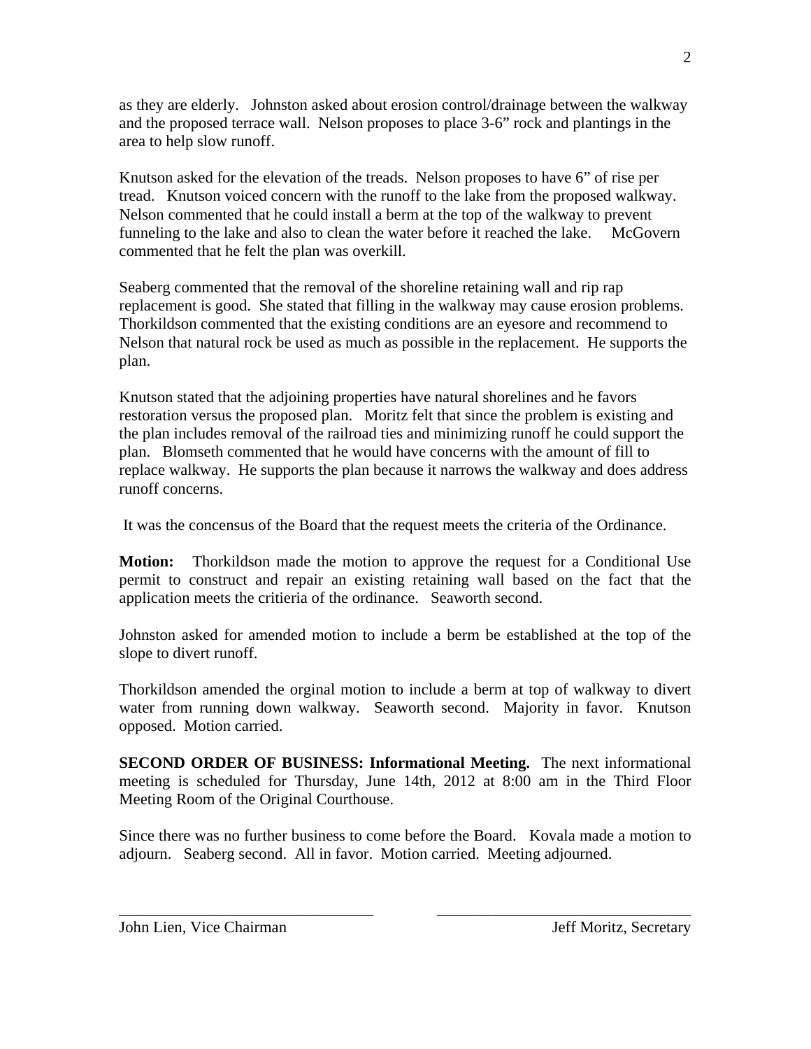as they are elderly. Johnston asked about erosion control/drainage between the walkway and the proposed terrace wall. Nelson proposes to place 3-6" rock and plantings in the area to help slow runoff.

Knutson asked for the elevation of the treads. Nelson proposes to have 6" of rise per tread. Knutson voiced concern with the runoff to the lake from the proposed walkway. Nelson commented that he could install a berm at the top of the walkway to prevent funneling to the lake and also to clean the water before it reached the lake. McGovern commented that he felt the plan was overkill.

Seaberg commented that the removal of the shoreline retaining wall and rip rap replacement is good. She stated that filling in the walkway may cause erosion problems. Thorkildson commented that the existing conditions are an eyesore and recommend to Nelson that natural rock be used as much as possible in the replacement. He supports the plan.

Knutson stated that the adjoining properties have natural shorelines and he favors restoration versus the proposed plan. Moritz felt that since the problem is existing and the plan includes removal of the railroad ties and minimizing runoff he could support the plan. Blomseth commented that he would have concerns with the amount of fill to replace walkway. He supports the plan because it narrows the walkway and does address runoff concerns.

It was the concensus of the Board that the request meets the criteria of the Ordinance.

**Motion:** Thorkildson made the motion to approve the request for a Conditional Use permit to construct and repair an existing retaining wall based on the fact that the application meets the critieria of the ordinance. Seaworth second.

Johnston asked for amended motion to include a berm be established at the top of the slope to divert runoff.

Thorkildson amended the orginal motion to include a berm at top of walkway to divert water from running down walkway. Seaworth second. Majority in favor. Knutson opposed. Motion carried.

**SECOND ORDER OF BUSINESS: Informational Meeting.** The next informational meeting is scheduled for Thursday, June 14th, 2012 at 8:00 am in the Third Floor Meeting Room of the Original Courthouse.

Since there was no further business to come before the Board. Kovala made a motion to adjourn. Seaberg second. All in favor. Motion carried. Meeting adjourned.

\_\_\_\_\_\_\_\_\_\_\_\_\_\_\_\_\_\_\_\_\_\_\_\_\_\_\_\_\_\_\_\_\_
John Lien, Vice Chairman

\_\_\_\_\_\_\_\_\_\_\_\_\_\_\_\_\_\_\_\_\_\_\_\_\_\_\_\_\_\_\_\_\_
Jeff Moritz, Secretary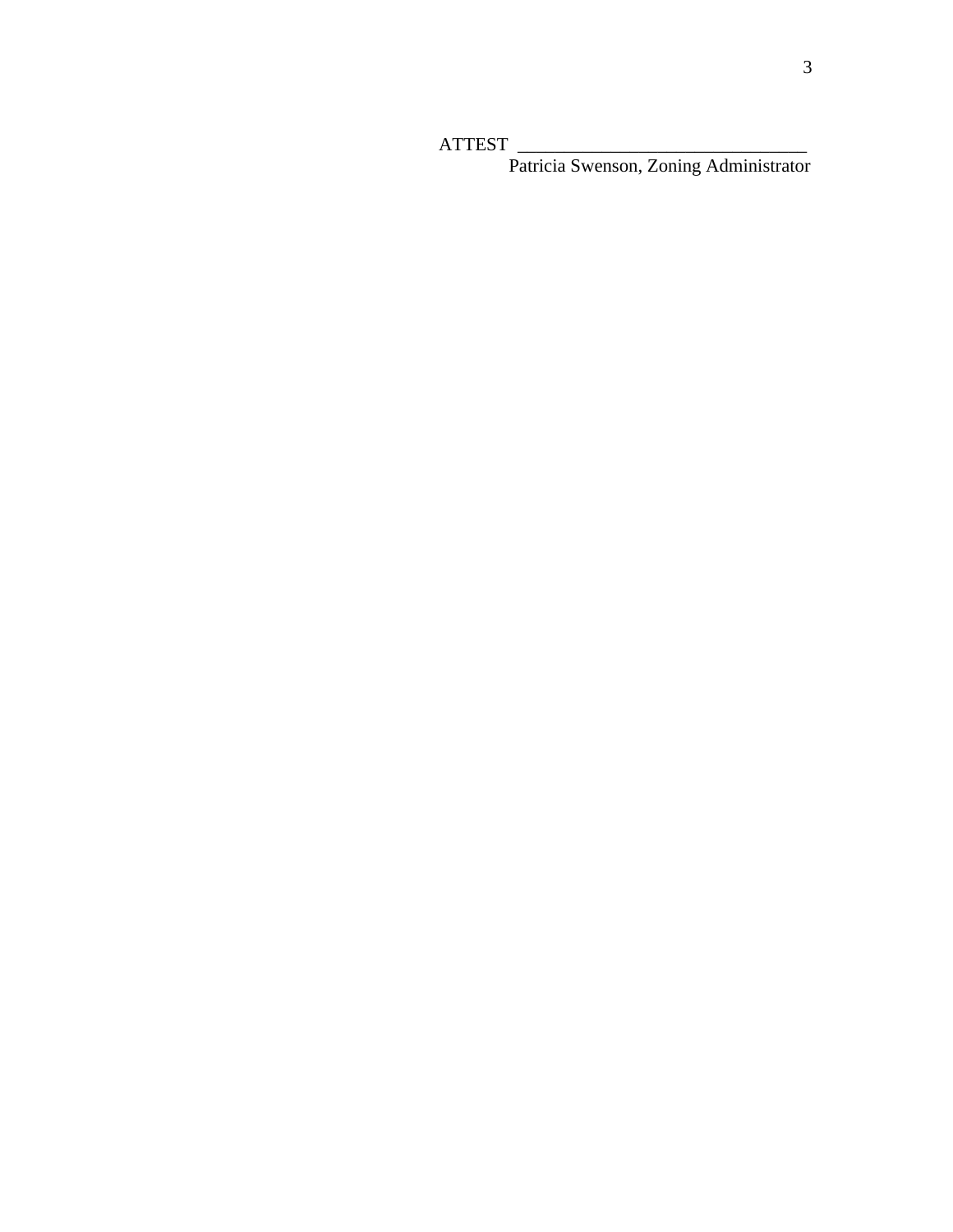ATTEST _______________________________
Patricia Swenson, Zoning Administrator